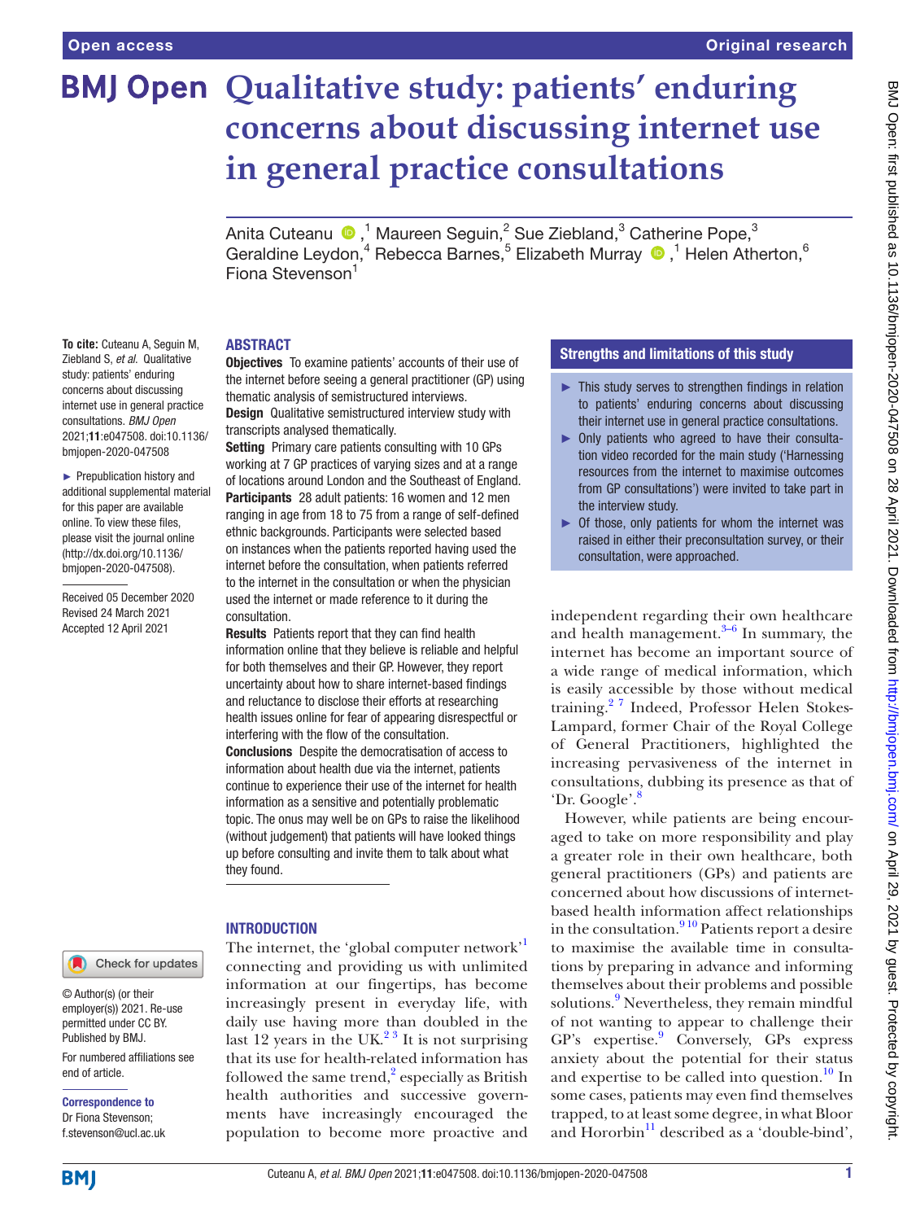Open access

Original research

# Qualitative study: patients' enduring concerns about discussing internet use in general practice consultations

Anita Cuteanu,[1] Maureen Seguin,[2] Sue Ziebland,[3] Catherine Pope,[3] Geraldine Leydon,[4] Rebecca Barnes,[5] Elizabeth Murray,[1] Helen Atherton,[6] Fiona Stevenson[1]

**To cite:** Cuteanu A, Seguin M, Ziebland S, *et al*. Qualitative study: patients' enduring concerns about discussing internet use in general practice consultations. *BMJ Open* 2021;**11**:e047508. doi:10.1136/bmjopen-2020-047508

► Prepublication history and additional supplemental material for this paper are available online. To view these files, please visit the journal online (http://dx.doi.org/10.1136/bmjopen-2020-047508).

Received 05 December 2020
Revised 24 March 2021
Accepted 12 April 2021

© Author(s) (or their employer(s)) 2021. Re-use permitted under CC BY. Published by BMJ.

For numbered affiliations see end of article.

**Correspondence to**
Dr Fiona Stevenson; f.stevenson@ucl.ac.uk

## ABSTRACT

**Objectives** To examine patients' accounts of their use of the internet before seeing a general practitioner (GP) using thematic analysis of semistructured interviews.

**Design** Qualitative semistructured interview study with transcripts analysed thematically.

**Setting** Primary care patients consulting with 10 GPs working at 7 GP practices of varying sizes and at a range of locations around London and the Southeast of England.

**Participants** 28 adult patients: 16 women and 12 men ranging in age from 18 to 75 from a range of self-defined ethnic backgrounds. Participants were selected based on instances when the patients reported having used the internet before the consultation, when patients referred to the internet in the consultation or when the physician used the internet or made reference to it during the consultation.

**Results** Patients report that they can find health information online that they believe is reliable and helpful for both themselves and their GP. However, they report uncertainty about how to share internet-based findings and reluctance to disclose their efforts at researching health issues online for fear of appearing disrespectful or interfering with the flow of the consultation.

**Conclusions** Despite the democratisation of access to information about health due via the internet, patients continue to experience their use of the internet for health information as a sensitive and potentially problematic topic. The onus may well be on GPs to raise the likelihood (without judgement) that patients will have looked things up before consulting and invite them to talk about what they found.

## Strengths and limitations of this study

- ► This study serves to strengthen findings in relation to patients' enduring concerns about discussing their internet use in general practice consultations.
- ► Only patients who agreed to have their consultation video recorded for the main study ('Harnessing resources from the internet to maximise outcomes from GP consultations') were invited to take part in the interview study.
- ► Of those, only patients for whom the internet was raised in either their preconsultation survey, or their consultation, were approached.

## INTRODUCTION

The internet, the 'global computer network'[1] connecting and providing us with unlimited information at our fingertips, has become increasingly present in everyday life, with daily use having more than doubled in the last 12 years in the UK.[2,3] It is not surprising that its use for health-related information has followed the same trend,[2] especially as British health authorities and successive governments have increasingly encouraged the population to become more proactive and independent regarding their own healthcare and health management.[3–6] In summary, the internet has become an important source of a wide range of medical information, which is easily accessible by those without medical training.[2,7] Indeed, Professor Helen Stokes-Lampard, former Chair of the Royal College of General Practitioners, highlighted the increasing pervasiveness of the internet in consultations, dubbing its presence as that of 'Dr. Google'.[8]

However, while patients are being encouraged to take on more responsibility and play a greater role in their own healthcare, both general practitioners (GPs) and patients are concerned about how discussions of internet-based health information affect relationships in the consultation.[9,10] Patients report a desire to maximise the available time in consultations by preparing in advance and informing themselves about their problems and possible solutions.[9] Nevertheless, they remain mindful of not wanting to appear to challenge their GP's expertise.[9] Conversely, GPs express anxiety about the potential for their status and expertise to be called into question.[10] In some cases, patients may even find themselves trapped, to at least some degree, in what Bloor and Hororbin[11] described as a 'double-bind',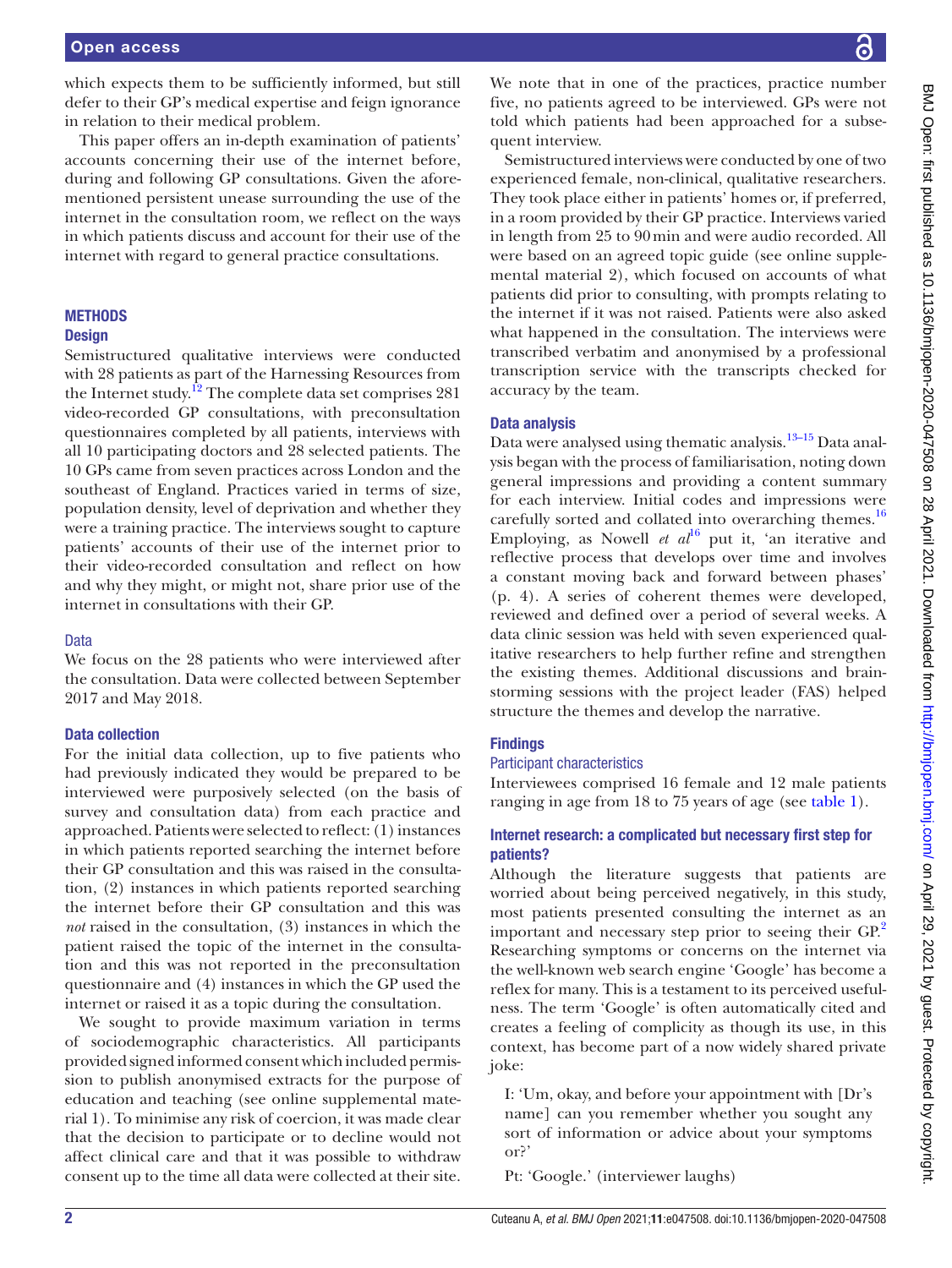which expects them to be sufficiently informed, but still defer to their GP's medical expertise and feign ignorance in relation to their medical problem.

This paper offers an in-depth examination of patients' accounts concerning their use of the internet before, during and following GP consultations. Given the aforementioned persistent unease surrounding the use of the internet in the consultation room, we reflect on the ways in which patients discuss and account for their use of the internet with regard to general practice consultations.

## METHODS

### Design

Semistructured qualitative interviews were conducted with 28 patients as part of the Harnessing Resources from the Internet study.[12] The complete data set comprises 281 video-recorded GP consultations, with preconsultation questionnaires completed by all patients, interviews with all 10 participating doctors and 28 selected patients. The 10 GPs came from seven practices across London and the southeast of England. Practices varied in terms of size, population density, level of deprivation and whether they were a training practice. The interviews sought to capture patients' accounts of their use of the internet prior to their video-recorded consultation and reflect on how and why they might, or might not, share prior use of the internet in consultations with their GP.

### Data

We focus on the 28 patients who were interviewed after the consultation. Data were collected between September 2017 and May 2018.

### Data collection

For the initial data collection, up to five patients who had previously indicated they would be prepared to be interviewed were purposively selected (on the basis of survey and consultation data) from each practice and approached. Patients were selected to reflect: (1) instances in which patients reported searching the internet before their GP consultation and this was raised in the consultation, (2) instances in which patients reported searching the internet before their GP consultation and this was *not* raised in the consultation, (3) instances in which the patient raised the topic of the internet in the consultation and this was not reported in the preconsultation questionnaire and (4) instances in which the GP used the internet or raised it as a topic during the consultation.

We sought to provide maximum variation in terms of sociodemographic characteristics. All participants provided signed informed consent which included permission to publish anonymised extracts for the purpose of education and teaching (see online supplemental material 1). To minimise any risk of coercion, it was made clear that the decision to participate or to decline would not affect clinical care and that it was possible to withdraw consent up to the time all data were collected at their site. We note that in one of the practices, practice number five, no patients agreed to be interviewed. GPs were not told which patients had been approached for a subsequent interview.

Semistructured interviews were conducted by one of two experienced female, non-clinical, qualitative researchers. They took place either in patients' homes or, if preferred, in a room provided by their GP practice. Interviews varied in length from 25 to 90 min and were audio recorded. All were based on an agreed topic guide (see online supplemental material 2), which focused on accounts of what patients did prior to consulting, with prompts relating to the internet if it was not raised. Patients were also asked what happened in the consultation. The interviews were transcribed verbatim and anonymised by a professional transcription service with the transcripts checked for accuracy by the team.

### Data analysis

Data were analysed using thematic analysis.[13–15] Data analysis began with the process of familiarisation, noting down general impressions and providing a content summary for each interview. Initial codes and impressions were carefully sorted and collated into overarching themes.[16] Employing, as Nowell *et al*[16] put it, 'an iterative and reflective process that develops over time and involves a constant moving back and forward between phases' (p. 4). A series of coherent themes were developed, reviewed and defined over a period of several weeks. A data clinic session was held with seven experienced qualitative researchers to help further refine and strengthen the existing themes. Additional discussions and brainstorming sessions with the project leader (FAS) helped structure the themes and develop the narrative.

## Findings

### Participant characteristics

Interviewees comprised 16 female and 12 male patients ranging in age from 18 to 75 years of age (see table 1).

### Internet research: a complicated but necessary first step for patients?

Although the literature suggests that patients are worried about being perceived negatively, in this study, most patients presented consulting the internet as an important and necessary step prior to seeing their GP.[2] Researching symptoms or concerns on the internet via the well-known web search engine 'Google' has become a reflex for many. This is a testament to its perceived usefulness. The term 'Google' is often automatically cited and creates a feeling of complicity as though its use, in this context, has become part of a now widely shared private joke:

> I: 'Um, okay, and before your appointment with [Dr's name] can you remember whether you sought any sort of information or advice about your symptoms or?'
>
> Pt: 'Google.' (interviewer laughs)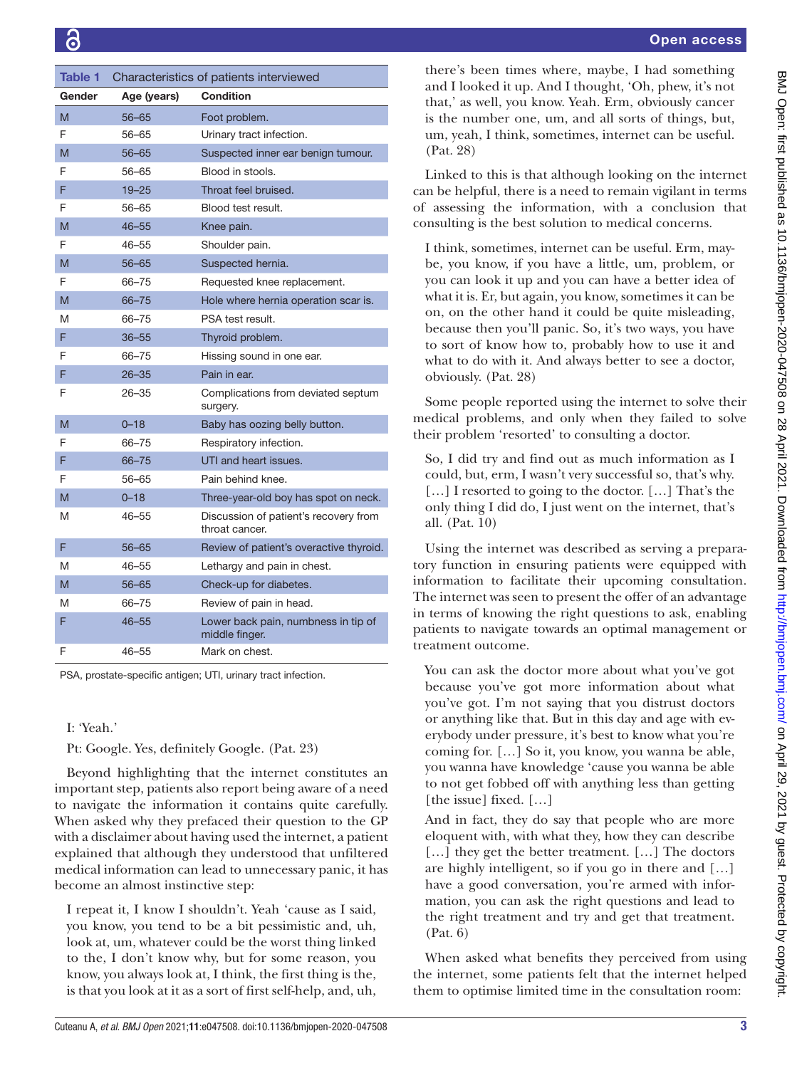**Table 1** Characteristics of patients interviewed

| Gender | Age (years) | Condition |
|---|---|---|
| M | 56–65 | Foot problem. |
| F | 56–65 | Urinary tract infection. |
| M | 56–65 | Suspected inner ear benign tumour. |
| F | 56–65 | Blood in stools. |
| F | 19–25 | Throat feel bruised. |
| F | 56–65 | Blood test result. |
| M | 46–55 | Knee pain. |
| F | 46–55 | Shoulder pain. |
| M | 56–65 | Suspected hernia. |
| F | 66–75 | Requested knee replacement. |
| M | 66–75 | Hole where hernia operation scar is. |
| M | 66–75 | PSA test result. |
| F | 36–55 | Thyroid problem. |
| F | 66–75 | Hissing sound in one ear. |
| F | 26–35 | Pain in ear. |
| F | 26–35 | Complications from deviated septum surgery. |
| M | 0–18 | Baby has oozing belly button. |
| F | 66–75 | Respiratory infection. |
| F | 66–75 | UTI and heart issues. |
| F | 56–65 | Pain behind knee. |
| M | 0–18 | Three-year-old boy has spot on neck. |
| M | 46–55 | Discussion of patient's recovery from throat cancer. |
| F | 56–65 | Review of patient's overactive thyroid. |
| M | 46–55 | Lethargy and pain in chest. |
| M | 56–65 | Check-up for diabetes. |
| M | 66–75 | Review of pain in head. |
| F | 46–55 | Lower back pain, numbness in tip of middle finger. |
| F | 46–55 | Mark on chest. |

PSA, prostate-specific antigen; UTI, urinary tract infection.

> I: 'Yeah.'
>
> Pt: Google. Yes, definitely Google. (Pat. 23)

Beyond highlighting that the internet constitutes an important step, patients also report being aware of a need to navigate the information it contains quite carefully. When asked why they prefaced their question to the GP with a disclaimer about having used the internet, a patient explained that although they understood that unfiltered medical information can lead to unnecessary panic, it has become an almost instinctive step:

> I repeat it, I know I shouldn't. Yeah 'cause as I said, you know, you tend to be a bit pessimistic and, uh, look at, um, whatever could be the worst thing linked to the, I don't know why, but for some reason, you know, you always look at, I think, the first thing is the, is that you look at it as a sort of first self-help, and, uh, there's been times where, maybe, I had something and I looked it up. And I thought, 'Oh, phew, it's not that,' as well, you know. Yeah. Erm, obviously cancer is the number one, um, and all sorts of things, but, um, yeah, I think, sometimes, internet can be useful. (Pat. 28)

Linked to this is that although looking on the internet can be helpful, there is a need to remain vigilant in terms of assessing the information, with a conclusion that consulting is the best solution to medical concerns.

> I think, sometimes, internet can be useful. Erm, maybe, you know, if you have a little, um, problem, or you can look it up and you can have a better idea of what it is. Er, but again, you know, sometimes it can be on, on the other hand it could be quite misleading, because then you'll panic. So, it's two ways, you have to sort of know how to, probably how to use it and what to do with it. And always better to see a doctor, obviously. (Pat. 28)

Some people reported using the internet to solve their medical problems, and only when they failed to solve their problem 'resorted' to consulting a doctor.

> So, I did try and find out as much information as I could, but, erm, I wasn't very successful so, that's why. […] I resorted to going to the doctor. […] That's the only thing I did do, I just went on the internet, that's all. (Pat. 10)

Using the internet was described as serving a preparatory function in ensuring patients were equipped with information to facilitate their upcoming consultation. The internet was seen to present the offer of an advantage in terms of knowing the right questions to ask, enabling patients to navigate towards an optimal management or treatment outcome.

> You can ask the doctor more about what you've got because you've got more information about what you've got. I'm not saying that you distrust doctors or anything like that. But in this day and age with everybody under pressure, it's best to know what you're coming for. […] So it, you know, you wanna be able, you wanna have knowledge 'cause you wanna be able to not get fobbed off with anything less than getting [the issue] fixed. […]
>
> And in fact, they do say that people who are more eloquent with, with what they, how they can describe […] they get the better treatment. […] The doctors are highly intelligent, so if you go in there and […] have a good conversation, you're armed with information, you can ask the right questions and lead to the right treatment and try and get that treatment. (Pat. 6)

When asked what benefits they perceived from using the internet, some patients felt that the internet helped them to optimise limited time in the consultation room: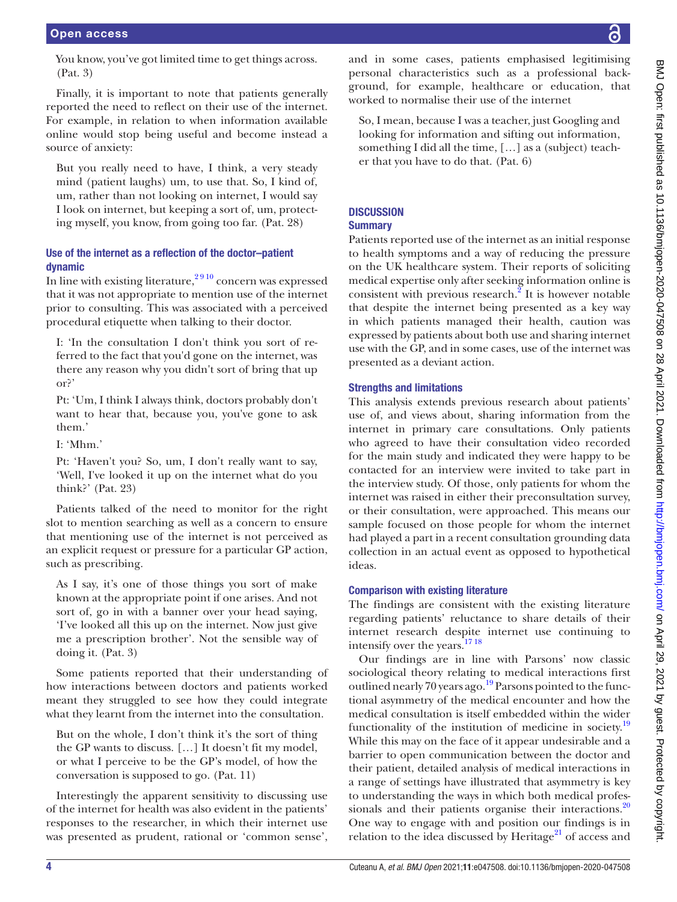You know, you've got limited time to get things across. (Pat. 3)

Finally, it is important to note that patients generally reported the need to reflect on their use of the internet. For example, in relation to when information available online would stop being useful and become instead a source of anxiety:

> But you really need to have, I think, a very steady mind (patient laughs) um, to use that. So, I kind of, um, rather than not looking on internet, I would say I look on internet, but keeping a sort of, um, protecting myself, you know, from going too far. (Pat. 28)

### Use of the internet as a reflection of the doctor–patient dynamic

In line with existing literature,[2 9 10] concern was expressed that it was not appropriate to mention use of the internet prior to consulting. This was associated with a perceived procedural etiquette when talking to their doctor.

> I: 'In the consultation I don't think you sort of referred to the fact that you'd gone on the internet, was there any reason why you didn't sort of bring that up or?'
>
> Pt: 'Um, I think I always think, doctors probably don't want to hear that, because you, you've gone to ask them.'
>
> I: 'Mhm.'
>
> Pt: 'Haven't you? So, um, I don't really want to say, 'Well, I've looked it up on the internet what do you think?' (Pat. 23)

Patients talked of the need to monitor for the right slot to mention searching as well as a concern to ensure that mentioning use of the internet is not perceived as an explicit request or pressure for a particular GP action, such as prescribing.

> As I say, it's one of those things you sort of make known at the appropriate point if one arises. And not sort of, go in with a banner over your head saying, 'I've looked all this up on the internet. Now just give me a prescription brother'. Not the sensible way of doing it. (Pat. 3)

Some patients reported that their understanding of how interactions between doctors and patients worked meant they struggled to see how they could integrate what they learnt from the internet into the consultation.

> But on the whole, I don't think it's the sort of thing the GP wants to discuss. […] It doesn't fit my model, or what I perceive to be the GP's model, of how the conversation is supposed to go. (Pat. 11)

Interestingly the apparent sensitivity to discussing use of the internet for health was also evident in the patients' responses to the researcher, in which their internet use was presented as prudent, rational or 'common sense', and in some cases, patients emphasised legitimising personal characteristics such as a professional background, for example, healthcare or education, that worked to normalise their use of the internet

> So, I mean, because I was a teacher, just Googling and looking for information and sifting out information, something I did all the time, […] as a (subject) teacher that you have to do that. (Pat. 6)

## DISCUSSION

### Summary

Patients reported use of the internet as an initial response to health symptoms and a way of reducing the pressure on the UK healthcare system. Their reports of soliciting medical expertise only after seeking information online is consistent with previous research.[2] It is however notable that despite the internet being presented as a key way in which patients managed their health, caution was expressed by patients about both use and sharing internet use with the GP, and in some cases, use of the internet was presented as a deviant action.

### Strengths and limitations

This analysis extends previous research about patients' use of, and views about, sharing information from the internet in primary care consultations. Only patients who agreed to have their consultation video recorded for the main study and indicated they were happy to be contacted for an interview were invited to take part in the interview study. Of those, only patients for whom the internet was raised in either their preconsultation survey, or their consultation, were approached. This means our sample focused on those people for whom the internet had played a part in a recent consultation grounding data collection in an actual event as opposed to hypothetical ideas.

### Comparison with existing literature

The findings are consistent with the existing literature regarding patients' reluctance to share details of their internet research despite internet use continuing to intensify over the years.[17 18]

Our findings are in line with Parsons' now classic sociological theory relating to medical interactions first outlined nearly 70 years ago.[19] Parsons pointed to the functional asymmetry of the medical encounter and how the medical consultation is itself embedded within the wider functionality of the institution of medicine in society.[19] While this may on the face of it appear undesirable and a barrier to open communication between the doctor and their patient, detailed analysis of medical interactions in a range of settings have illustrated that asymmetry is key to understanding the ways in which both medical professionals and their patients organise their interactions.[20] One way to engage with and position our findings is in relation to the idea discussed by Heritage[21] of access and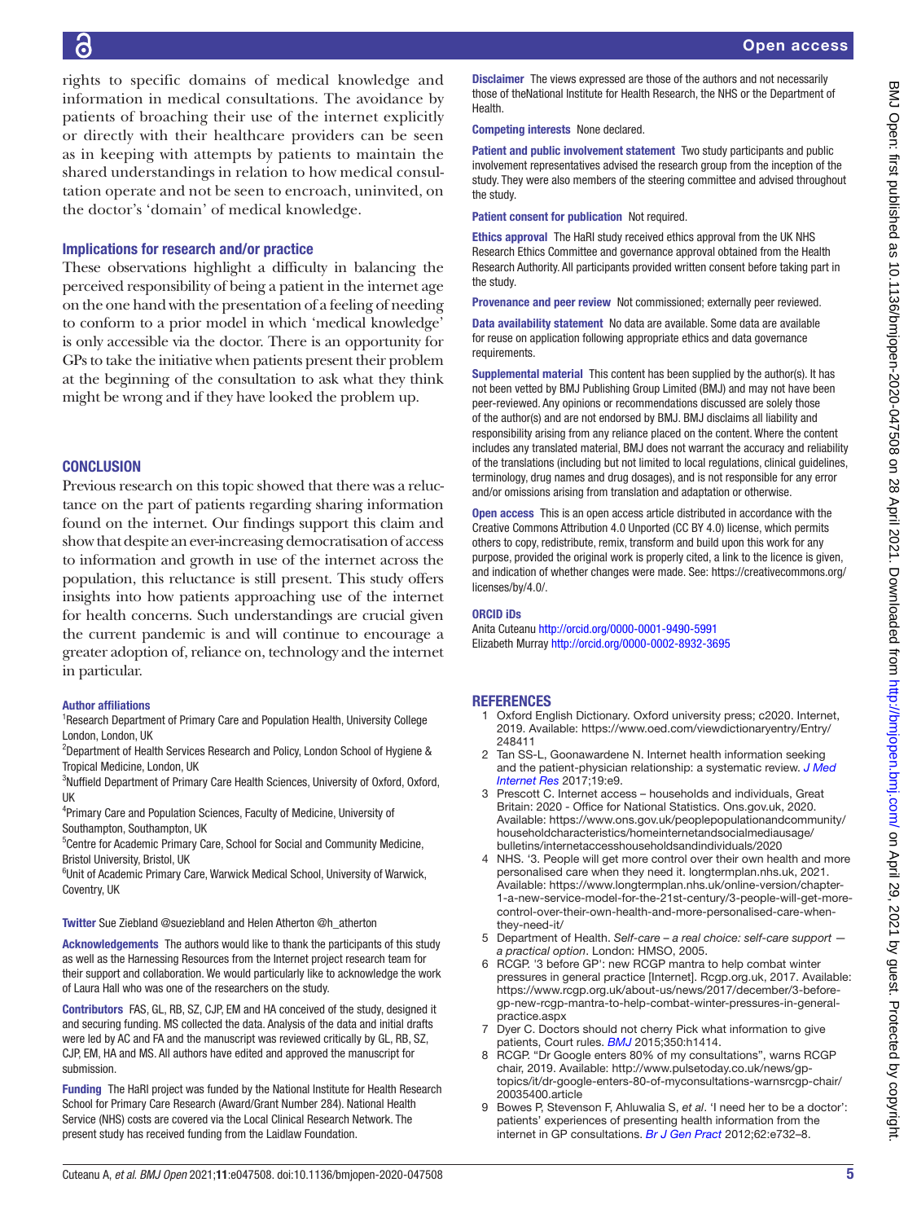rights to specific domains of medical knowledge and information in medical consultations. The avoidance by patients of broaching their use of the internet explicitly or directly with their healthcare providers can be seen as in keeping with attempts by patients to maintain the shared understandings in relation to how medical consultation operate and not be seen to encroach, uninvited, on the doctor's 'domain' of medical knowledge.

### Implications for research and/or practice

These observations highlight a difficulty in balancing the perceived responsibility of being a patient in the internet age on the one hand with the presentation of a feeling of needing to conform to a prior model in which 'medical knowledge' is only accessible via the doctor. There is an opportunity for GPs to take the initiative when patients present their problem at the beginning of the consultation to ask what they think might be wrong and if they have looked the problem up.

## CONCLUSION

Previous research on this topic showed that there was a reluctance on the part of patients regarding sharing information found on the internet. Our findings support this claim and show that despite an ever-increasing democratisation of access to information and growth in use of the internet across the population, this reluctance is still present. This study offers insights into how patients approaching use of the internet for health concerns. Such understandings are crucial given the current pandemic is and will continue to encourage a greater adoption of, reliance on, technology and the internet in particular.

**Author affiliations**

[1]Research Department of Primary Care and Population Health, University College London, London, UK
[2]Department of Health Services Research and Policy, London School of Hygiene & Tropical Medicine, London, UK
[3]Nuffield Department of Primary Care Health Sciences, University of Oxford, Oxford, UK
[4]Primary Care and Population Sciences, Faculty of Medicine, University of Southampton, Southampton, UK
[5]Centre for Academic Primary Care, School for Social and Community Medicine, Bristol University, Bristol, UK
[6]Unit of Academic Primary Care, Warwick Medical School, University of Warwick, Coventry, UK

**Twitter** Sue Ziebland @suezieblandand Helen Atherton @h_atherton

**Acknowledgements** The authors would like to thank the participants of this study as well as the Harnessing Resources from the Internet project research team for their support and collaboration. We would particularly like to acknowledge the work of Laura Hall who was one of the researchers on the study.

**Contributors** FAS, GL, RB, SZ, CJP, EM and HA conceived of the study, designed it and securing funding. MS collected the data. Analysis of the data and initial drafts were led by AC and FA and the manuscript was reviewed critically by GL, RB, SZ, CJP, EM, HA and MS. All authors have edited and approved the manuscript for submission.

**Funding** The HaRI project was funded by the National Institute for Health Research School for Primary Care Research (Award/Grant Number 284). National Health Service (NHS) costs are covered via the Local Clinical Research Network. The present study has received funding from the Laidlaw Foundation.

**Disclaimer** The views expressed are those of the authors and not necessarily those of theNational Institute for Health Research, the NHS or the Department of Health.

**Competing interests** None declared.

**Patient and public involvement statement** Two study participants and public involvement representatives advised the research group from the inception of the study. They were also members of the steering committee and advised throughout the study.

**Patient consent for publication** Not required.

**Ethics approval** The HaRI study received ethics approval from the UK NHS Research Ethics Committee and governance approval obtained from the Health Research Authority. All participants provided written consent before taking part in the study.

**Provenance and peer review** Not commissioned; externally peer reviewed.

**Data availability statement** No data are available. Some data are available for reuse on application following appropriate ethics and data governance requirements.

**Supplemental material** This content has been supplied by the author(s). It has not been vetted by BMJ Publishing Group Limited (BMJ) and may not have been peer-reviewed. Any opinions or recommendations discussed are solely those of the author(s) and are not endorsed by BMJ. BMJ disclaims all liability and responsibility arising from any reliance placed on the content. Where the content includes any translated material, BMJ does not warrant the accuracy and reliability of the translations (including but not limited to local regulations, clinical guidelines, terminology, drug names and drug dosages), and is not responsible for any error and/or omissions arising from translation and adaptation or otherwise.

**Open access** This is an open access article distributed in accordance with the Creative Commons Attribution 4.0 Unported (CC BY 4.0) license, which permits others to copy, redistribute, remix, transform and build upon this work for any purpose, provided the original work is properly cited, a link to the licence is given, and indication of whether changes were made. See: https://creativecommons.org/licenses/by/4.0/.

**ORCID iDs**

Anita Cuteanu http://orcid.org/0000-0001-9490-5991
Elizabeth Murray http://orcid.org/0000-0002-8932-3695

## REFERENCES

1. Oxford English Dictionary. Oxford university press; c2020. Internet, 2019. Available: https://www.oed.com/viewdictionaryentry/Entry/248411
2. Tan SS-L, Goonawardene N. Internet health information seeking and the patient-physician relationship: a systematic review. *J Med Internet Res* 2017;19:e9.
3. Prescott C. Internet access – households and individuals, Great Britain: 2020 - Office for National Statistics. Ons.gov.uk, 2020. Available: https://www.ons.gov.uk/peoplepopulationandcommunity/householdcharacteristics/homeinternetandsocialmediausage/bulletins/internetaccesshouseholdsandindividuals/2020
4. NHS. '3. People will get more control over their own health and more personalised care when they need it. longtermplan.nhs.uk, 2021. Available: https://www.longtermplan.nhs.uk/online-version/chapter-1-a-new-service-model-for-the-21st-century/3-people-will-get-more-control-over-their-own-health-and-more-personalised-care-when-they-need-it/
5. Department of Health. *Self-care – a real choice: self-care support — a practical option*. London: HMSO, 2005.
6. RCGP. '3 before GP': new RCGP mantra to help combat winter pressures in general practice [Internet]. Rcgp.org.uk, 2017. Available: https://www.rcgp.org.uk/about-us/news/2017/december/3-before-gp-new-rcgp-mantra-to-help-combat-winter-pressures-in-general-practice.aspx
7. Dyer C. Doctors should not cherry Pick what information to give patients, Court rules. *BMJ* 2015;350:h1414.
8. RCGP. "Dr Google enters 80% of my consultations", warns RCGP chair, 2019. Available: http://www.pulsetoday.co.uk/news/gp-topics/it/dr-google-enters-80-of-myconsultations-warnsrcgp-chair/20035400.article
9. Bowes P, Stevenson F, Ahluwalia S, *et al*. 'I need her to be a doctor': patients' experiences of presenting health information from the internet in GP consultations. *Br J Gen Pract* 2012;62:e732–8.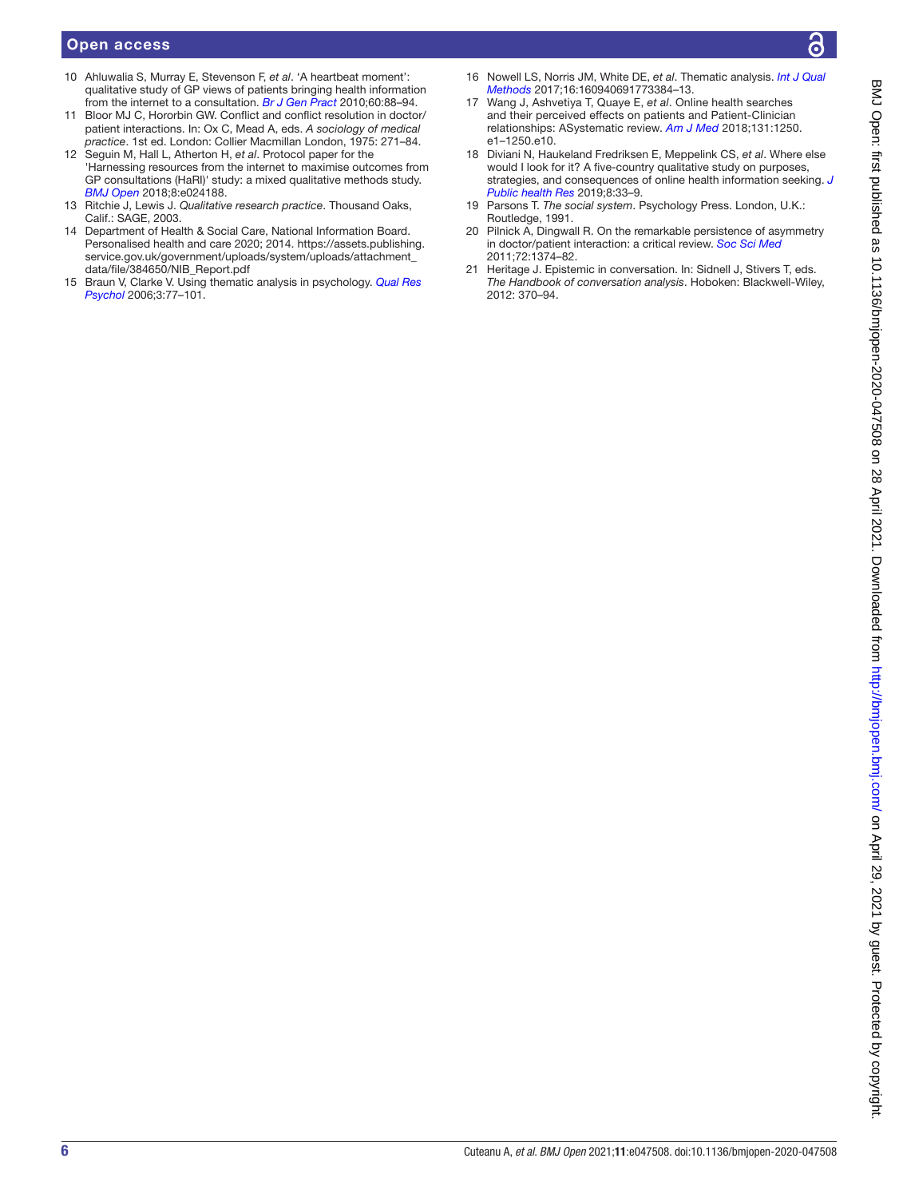10 Ahluwalia S, Murray E, Stevenson F, *et al*. 'A heartbeat moment': qualitative study of GP views of patients bringing health information from the internet to a consultation. *Br J Gen Pract* 2010;60:88–94.
11 Bloor MJ C, Hororbin GW. Conflict and conflict resolution in doctor/patient interactions. In: Ox C, Mead A, eds. *A sociology of medical practice*. 1st ed. London: Collier Macmillan London, 1975: 271–84.
12 Seguin M, Hall L, Atherton H, *et al*. Protocol paper for the 'Harnessing resources from the internet to maximise outcomes from GP consultations (HaRI)' study: a mixed qualitative methods study. *BMJ Open* 2018;8:e024188.
13 Ritchie J, Lewis J. *Qualitative research practice*. Thousand Oaks, Calif.: SAGE, 2003.
14 Department of Health & Social Care, National Information Board. Personalised health and care 2020; 2014. https://assets.publishing.service.gov.uk/government/uploads/system/uploads/attachment_data/file/384650/NIB_Report.pdf
15 Braun V, Clarke V. Using thematic analysis in psychology. *Qual Res Psychol* 2006;3:77–101.
16 Nowell LS, Norris JM, White DE, *et al*. Thematic analysis. *Int J Qual Methods* 2017;16:160940691773384–13.
17 Wang J, Ashvetiya T, Quaye E, *et al*. Online health searches and their perceived effects on patients and Patient-Clinician relationships: ASystematic review. *Am J Med* 2018;131:1250. e1–1250.e10.
18 Diviani N, Haukeland Fredriksen E, Meppelink CS, *et al*. Where else would I look for it? A five-country qualitative study on purposes, strategies, and consequences of online health information seeking. *J Public health Res* 2019;8:33–9.
19 Parsons T. *The social system*. Psychology Press. London, U.K.: Routledge, 1991.
20 Pilnick A, Dingwall R. On the remarkable persistence of asymmetry in doctor/patient interaction: a critical review. *Soc Sci Med* 2011;72:1374–82.
21 Heritage J. Epistemic in conversation. In: Sidnell J, Stivers T, eds. *The Handbook of conversation analysis*. Hoboken: Blackwell-Wiley, 2012: 370–94.